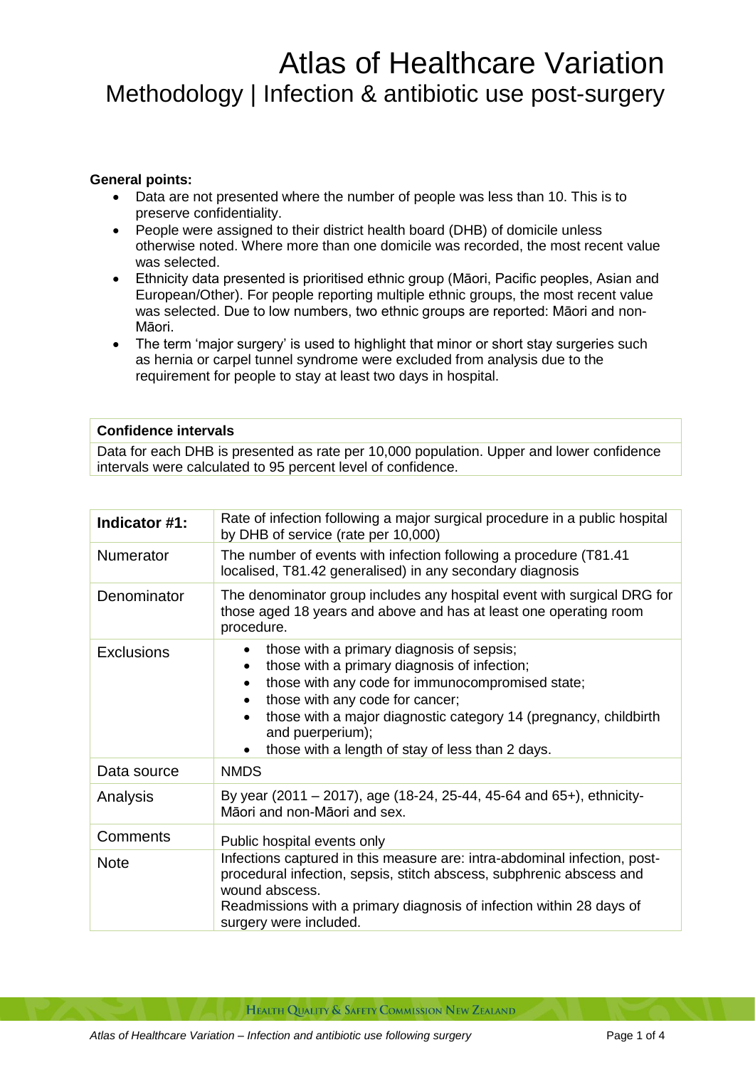# Atlas of Healthcare Variation

## Methodology | Infection & antibiotic use post-surgery

**General points:**

- Data are not presented where the number of people was less than 10. This is to preserve confidentiality.
- People were assigned to their district health board (DHB) of domicile unless otherwise noted. Where more than one domicile was recorded, the most recent value was selected.
- Ethnicity data presented is prioritised ethnic group (Māori, Pacific peoples, Asian and European/Other). For people reporting multiple ethnic groups, the most recent value was selected. Due to low numbers, two ethnic groups are reported: Māori and non-Māori.
- The term 'major surgery' is used to highlight that minor or short stay surgeries such as hernia or carpel tunnel syndrome were excluded from analysis due to the requirement for people to stay at least two days in hospital.

| **Confidence intervals** |
| --- |
| Data for each DHB is presented as rate per 10,000 population. Upper and lower confidence intervals were calculated to 95 percent level of confidence. |

| **Indicator #1:** | Rate of infection following a major surgical procedure in a public hospital by DHB of service (rate per 10,000) |
| --- | --- |
| Numerator | The number of events with infection following a procedure (T81.41 localised, T81.42 generalised) in any secondary diagnosis |
| Denominator | The denominator group includes any hospital event with surgical DRG for those aged 18 years and above and has at least one operating room procedure. |
| Exclusions | • those with a primary diagnosis of sepsis;<br>• those with a primary diagnosis of infection;<br>• those with any code for immunocompromised state;<br>• those with any code for cancer;<br>• those with a major diagnostic category 14 (pregnancy, childbirth and puerperium);<br>• those with a length of stay of less than 2 days. |
| Data source | NMDS |
| Analysis | By year (2011 – 2017), age (18-24, 25-44, 45-64 and 65+), ethnicity- Māori and non-Māori and sex. |
| Comments | Public hospital events only |
| Note | Infections captured in this measure are: intra-abdominal infection, post-procedural infection, sepsis, stitch abscess, subphrenic abscess and wound abscess.<br>Readmissions with a primary diagnosis of infection within 28 days of surgery were included. |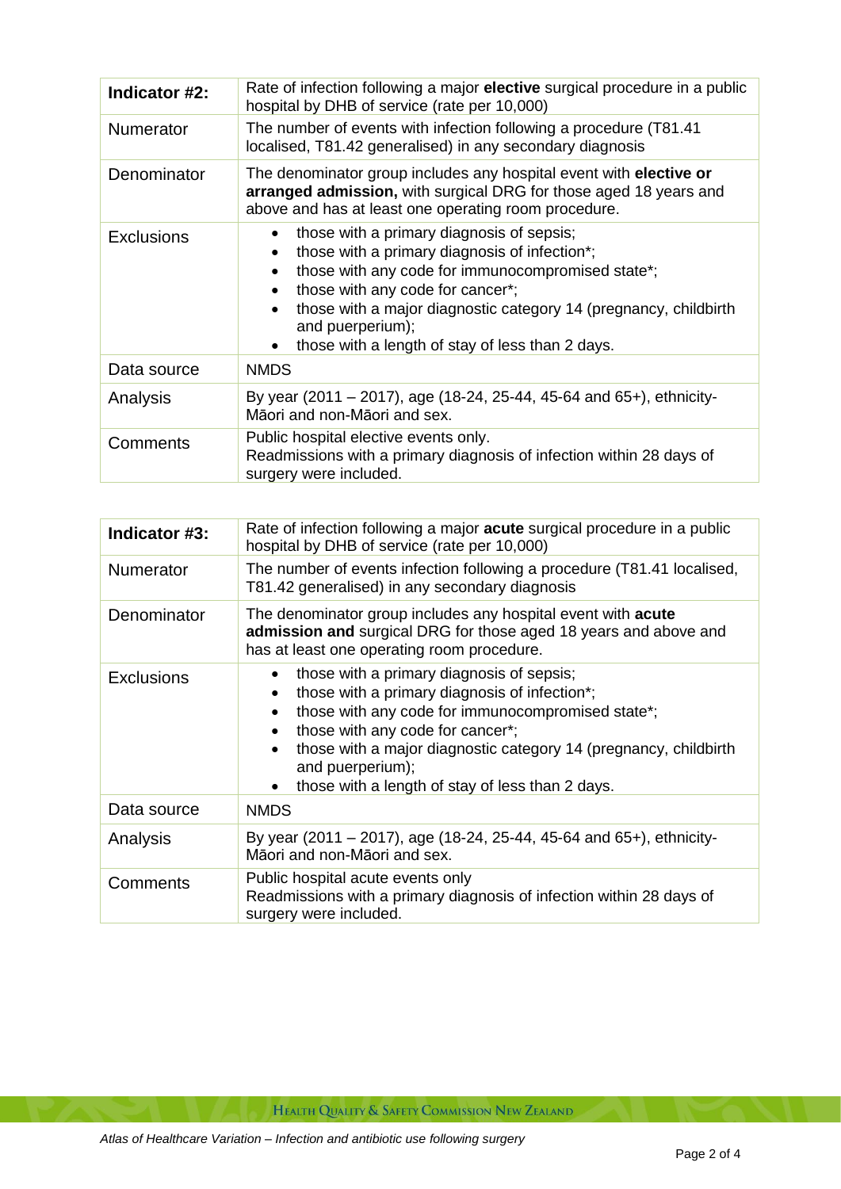| Indicator #2: | Rate of infection following a major **elective** surgical procedure in a public hospital by DHB of service (rate per 10,000) |
| --- | --- |
| Numerator | The number of events with infection following a procedure (T81.41 localised, T81.42 generalised) in any secondary diagnosis |
| Denominator | The denominator group includes any hospital event with **elective or arranged admission,** with surgical DRG for those aged 18 years and above and has at least one operating room procedure. |
| Exclusions | • those with a primary diagnosis of sepsis;<br>• those with a primary diagnosis of infection*;<br>• those with any code for immunocompromised state*;<br>• those with any code for cancer*;<br>• those with a major diagnostic category 14 (pregnancy, childbirth and puerperium);<br>• those with a length of stay of less than 2 days. |
| Data source | NMDS |
| Analysis | By year (2011 – 2017), age (18-24, 25-44, 45-64 and 65+), ethnicity-Māori and non-Māori and sex. |
| Comments | Public hospital elective events only.<br>Readmissions with a primary diagnosis of infection within 28 days of surgery were included. |

| Indicator #3: | Rate of infection following a major **acute** surgical procedure in a public hospital by DHB of service (rate per 10,000) |
| --- | --- |
| Numerator | The number of events infection following a procedure (T81.41 localised, T81.42 generalised) in any secondary diagnosis |
| Denominator | The denominator group includes any hospital event with **acute admission and** surgical DRG for those aged 18 years and above and has at least one operating room procedure. |
| Exclusions | • those with a primary diagnosis of sepsis;<br>• those with a primary diagnosis of infection*;<br>• those with any code for immunocompromised state*;<br>• those with any code for cancer*;<br>• those with a major diagnostic category 14 (pregnancy, childbirth and puerperium);<br>• those with a length of stay of less than 2 days. |
| Data source | NMDS |
| Analysis | By year (2011 – 2017), age (18-24, 25-44, 45-64 and 65+), ethnicity-Māori and non-Māori and sex. |
| Comments | Public hospital acute events only<br>Readmissions with a primary diagnosis of infection within 28 days of surgery were included. |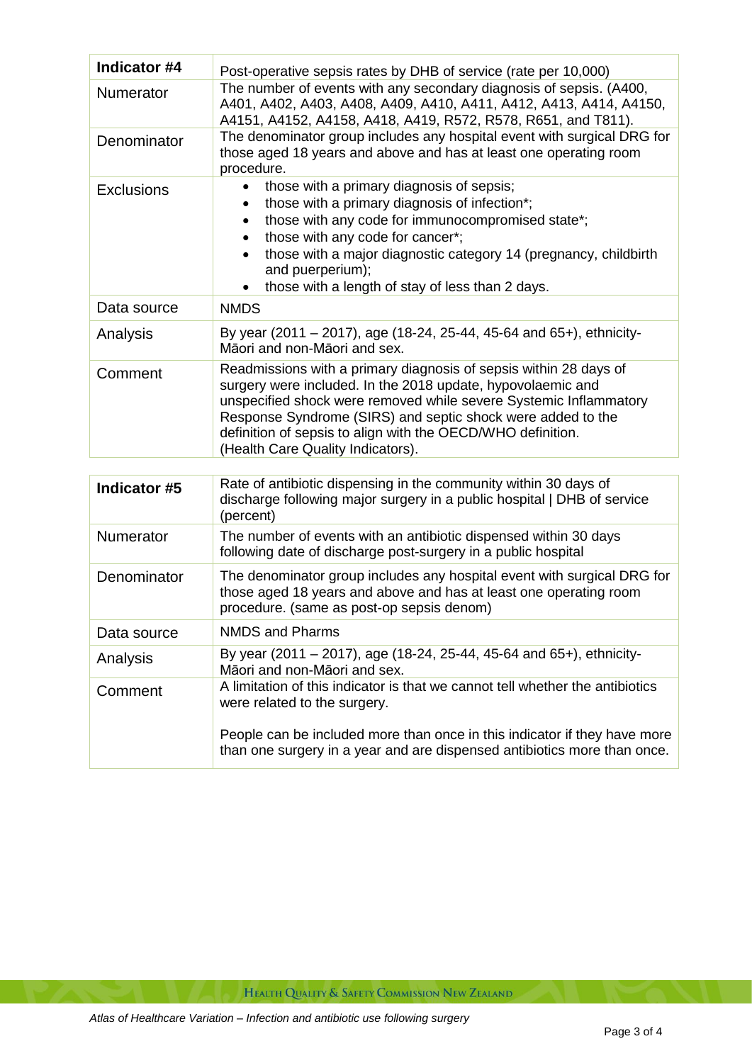| **Indicator #4** | Post-operative sepsis rates by DHB of service (rate per 10,000) |
| --- | --- |
| Numerator | The number of events with any secondary diagnosis of sepsis. (A400, A401, A402, A403, A408, A409, A410, A411, A412, A413, A414, A4150, A4151, A4152, A4158, A418, A419, R572, R578, R651, and T811). |
| Denominator | The denominator group includes any hospital event with surgical DRG for those aged 18 years and above and has at least one operating room procedure. |
| Exclusions | • those with a primary diagnosis of sepsis;<br>• those with a primary diagnosis of infection*;<br>• those with any code for immunocompromised state*;<br>• those with any code for cancer*;<br>• those with a major diagnostic category 14 (pregnancy, childbirth and puerperium);<br>• those with a length of stay of less than 2 days. |
| Data source | NMDS |
| Analysis | By year (2011 – 2017), age (18-24, 25-44, 45-64 and 65+), ethnicity- Māori and non-Māori and sex. |
| Comment | Readmissions with a primary diagnosis of sepsis within 28 days of surgery were included. In the 2018 update, hypovolaemic and unspecified shock were removed while severe Systemic Inflammatory Response Syndrome (SIRS) and septic shock were added to the definition of sepsis to align with the OECD/WHO definition. (Health Care Quality Indicators). |

| **Indicator #5** | Rate of antibiotic dispensing in the community within 30 days of discharge following major surgery in a public hospital \| DHB of service (percent) |
| --- | --- |
| Numerator | The number of events with an antibiotic dispensed within 30 days following date of discharge post-surgery in a public hospital |
| Denominator | The denominator group includes any hospital event with surgical DRG for those aged 18 years and above and has at least one operating room procedure. (same as post-op sepsis denom) |
| Data source | NMDS and Pharms |
| Analysis | By year (2011 – 2017), age (18-24, 25-44, 45-64 and 65+), ethnicity- Māori and non-Māori and sex. |
| Comment | A limitation of this indicator is that we cannot tell whether the antibiotics were related to the surgery.<br><br>People can be included more than once in this indicator if they have more than one surgery in a year and are dispensed antibiotics more than once. |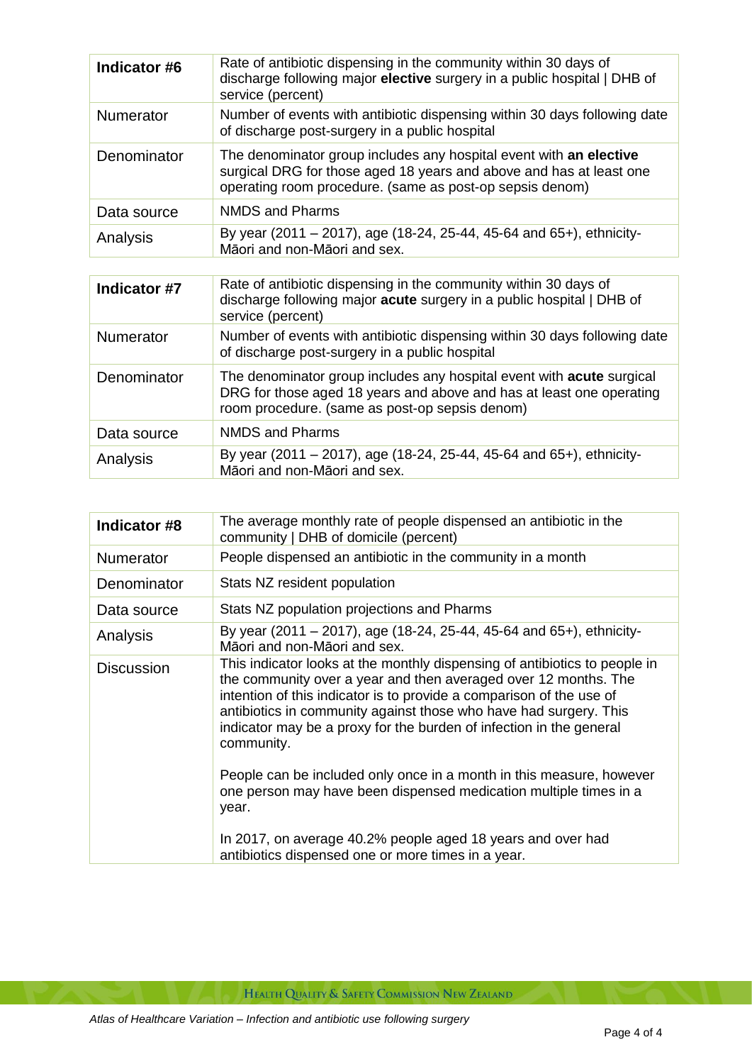| | |
|---|---|
| **Indicator #6** | Rate of antibiotic dispensing in the community within 30 days of discharge following major **elective** surgery in a public hospital \| DHB of service (percent) |
| Numerator | Number of events with antibiotic dispensing within 30 days following date of discharge post-surgery in a public hospital |
| Denominator | The denominator group includes any hospital event with **an elective** surgical DRG for those aged 18 years and above and has at least one operating room procedure. (same as post-op sepsis denom) |
| Data source | NMDS and Pharms |
| Analysis | By year (2011 – 2017), age (18-24, 25-44, 45-64 and 65+), ethnicity-Māori and non-Māori and sex. |

| | |
|---|---|
| **Indicator #7** | Rate of antibiotic dispensing in the community within 30 days of discharge following major **acute** surgery in a public hospital \| DHB of service (percent) |
| Numerator | Number of events with antibiotic dispensing within 30 days following date of discharge post-surgery in a public hospital |
| Denominator | The denominator group includes any hospital event with **acute** surgical DRG for those aged 18 years and above and has at least one operating room procedure. (same as post-op sepsis denom) |
| Data source | NMDS and Pharms |
| Analysis | By year (2011 – 2017), age (18-24, 25-44, 45-64 and 65+), ethnicity-Māori and non-Māori and sex. |

| | |
|---|---|
| **Indicator #8** | The average monthly rate of people dispensed an antibiotic in the community \| DHB of domicile (percent) |
| Numerator | People dispensed an antibiotic in the community in a month |
| Denominator | Stats NZ resident population |
| Data source | Stats NZ population projections and Pharms |
| Analysis | By year (2011 – 2017), age (18-24, 25-44, 45-64 and 65+), ethnicity-Māori and non-Māori and sex. |
| Discussion | This indicator looks at the monthly dispensing of antibiotics to people in the community over a year and then averaged over 12 months. The intention of this indicator is to provide a comparison of the use of antibiotics in community against those who have had surgery. This indicator may be a proxy for the burden of infection in the general community.<br><br>People can be included only once in a month in this measure, however one person may have been dispensed medication multiple times in a year.<br><br>In 2017, on average 40.2% people aged 18 years and over had antibiotics dispensed one or more times in a year. |